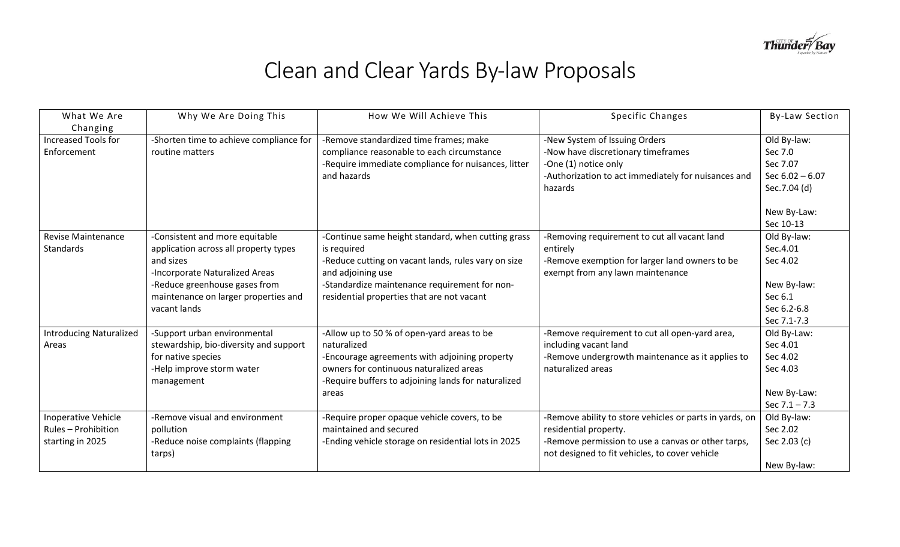# Clean and Clear Yards By-law Proposals

| What We Are Changing | Why We Are Doing This | How We Will Achieve This | Specific Changes | By-Law Section |
|---|---|---|---|---|
| Increased Tools for Enforcement | -Shorten time to achieve compliance for routine matters | -Remove standardized time frames; make compliance reasonable to each circumstance<br>-Require immediate compliance for nuisances, litter and hazards | -New System of Issuing Orders<br>-Now have discretionary timeframes<br>-One (1) notice only<br>-Authorization to act immediately for nuisances and hazards | Old By-law:<br>Sec 7.0<br>Sec 7.07<br>Sec 6.02 – 6.07<br>Sec.7.04 (d)<br><br>New By-Law:<br>Sec 10-13 |
| Revise Maintenance Standards | -Consistent and more equitable application across all property types and sizes<br>-Incorporate Naturalized Areas<br>-Reduce greenhouse gases from maintenance on larger properties and vacant lands | -Continue same height standard, when cutting grass is required<br>-Reduce cutting on vacant lands, rules vary on size and adjoining use<br>-Standardize maintenance requirement for non-residential properties that are not vacant | -Removing requirement to cut all vacant land entirely<br>-Remove exemption for larger land owners to be exempt from any lawn maintenance | Old By-law:<br>Sec.4.01<br>Sec 4.02<br><br>New By-law:<br>Sec 6.1<br>Sec 6.2-6.8<br>Sec 7.1-7.3 |
| Introducing Naturalized Areas | -Support urban environmental stewardship, bio-diversity and support for native species<br>-Help improve storm water management | -Allow up to 50 % of open-yard areas to be naturalized<br>-Encourage agreements with adjoining property owners for continuous naturalized areas<br>-Require buffers to adjoining lands for naturalized areas | -Remove requirement to cut all open-yard area, including vacant land<br>-Remove undergrowth maintenance as it applies to naturalized areas | Old By-Law:<br>Sec 4.01<br>Sec 4.02<br>Sec 4.03<br><br>New By-Law:<br>Sec 7.1 – 7.3 |
| Inoperative Vehicle Rules – Prohibition starting in 2025 | -Remove visual and environment pollution<br>-Reduce noise complaints (flapping tarps) | -Require proper opaque vehicle covers, to be maintained and secured<br>-Ending vehicle storage on residential lots in 2025 | -Remove ability to store vehicles or parts in yards, on residential property.<br>-Remove permission to use a canvas or other tarps, not designed to fit vehicles, to cover vehicle | Old By-law:<br>Sec 2.02<br>Sec 2.03 (c)<br><br>New By-law: |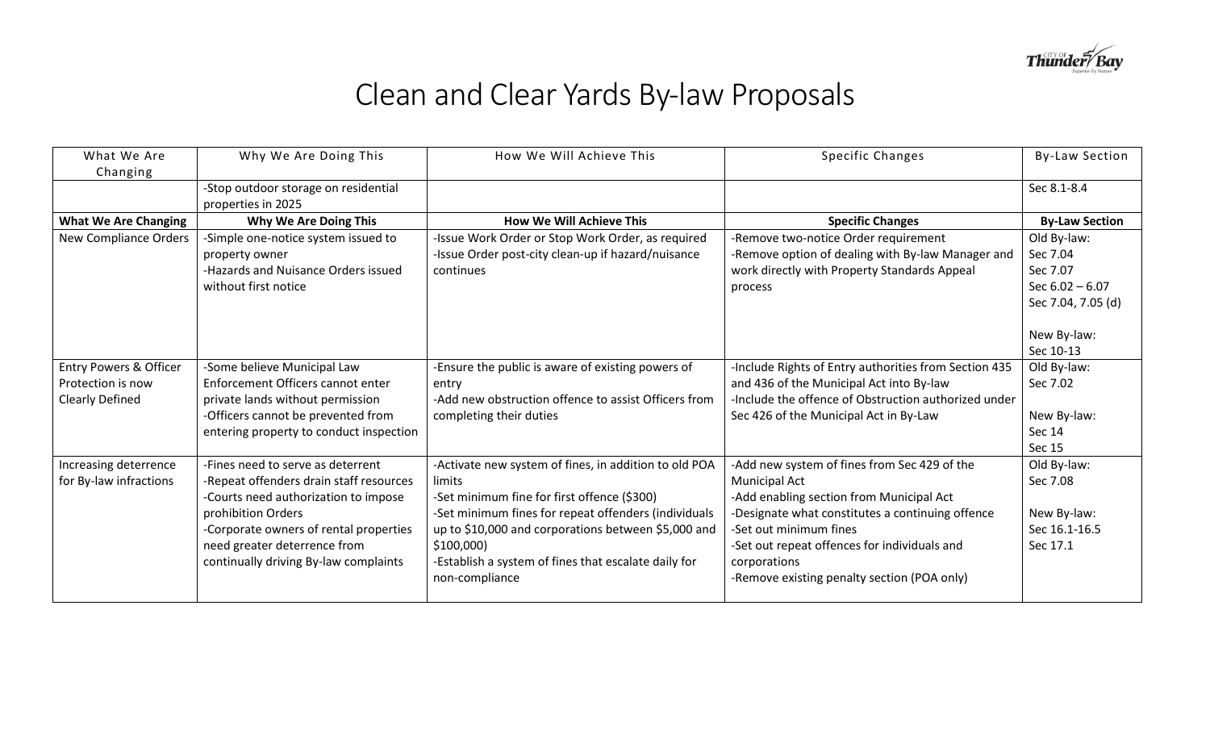# Clean and Clear Yards By-law Proposals

| What We Are Changing | Why We Are Doing This | How We Will Achieve This | Specific Changes | By-Law Section |
|---|---|---|---|---|
| | -Stop outdoor storage on residential properties in 2025 | | | Sec 8.1-8.4 |
| **What We Are Changing** | **Why We Are Doing This** | **How We Will Achieve This** | **Specific Changes** | **By-Law Section** |
| New Compliance Orders | -Simple one-notice system issued to property owner<br>-Hazards and Nuisance Orders issued without first notice | -Issue Work Order or Stop Work Order, as required<br>-Issue Order post-city clean-up if hazard/nuisance continues | -Remove two-notice Order requirement<br>-Remove option of dealing with By-law Manager and work directly with Property Standards Appeal process | Old By-law:<br>Sec 7.04<br>Sec 7.07<br>Sec 6.02 – 6.07<br>Sec 7.04, 7.05 (d)<br><br>New By-law:<br>Sec 10-13 |
| Entry Powers & Officer Protection is now Clearly Defined | -Some believe Municipal Law Enforcement Officers cannot enter private lands without permission<br>-Officers cannot be prevented from entering property to conduct inspection | -Ensure the public is aware of existing powers of entry<br>-Add new obstruction offence to assist Officers from completing their duties | -Include Rights of Entry authorities from Section 435 and 436 of the Municipal Act into By-law<br>-Include the offence of Obstruction authorized under Sec 426 of the Municipal Act in By-Law | Old By-law:<br>Sec 7.02<br><br>New By-law:<br>Sec 14<br>Sec 15 |
| Increasing deterrence for By-law infractions | -Fines need to serve as deterrent<br>-Repeat offenders drain staff resources<br>-Courts need authorization to impose prohibition Orders<br>-Corporate owners of rental properties need greater deterrence from continually driving By-law complaints | -Activate new system of fines, in addition to old POA limits<br>-Set minimum fine for first offence ($300)<br>-Set minimum fines for repeat offenders (individuals up to $10,000 and corporations between $5,000 and $100,000)<br>-Establish a system of fines that escalate daily for non-compliance | -Add new system of fines from Sec 429 of the Municipal Act<br>-Add enabling section from Municipal Act<br>-Designate what constitutes a continuing offence<br>-Set out minimum fines<br>-Set out repeat offences for individuals and corporations<br>-Remove existing penalty section (POA only) | Old By-law:<br>Sec 7.08<br><br>New By-law:<br>Sec 16.1-16.5<br>Sec 17.1 |